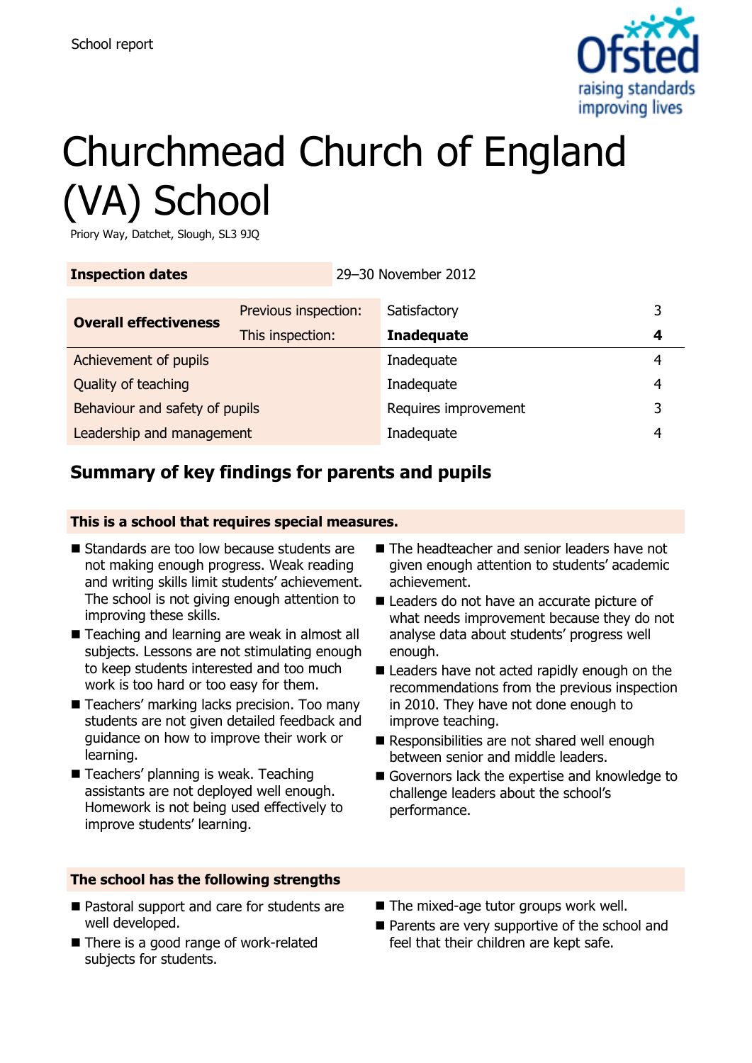School report

# Churchmead Church of England (VA) School

Priory Way, Datchet, Slough, SL3 9JQ

| **Inspection dates** | 29–30 November 2012 | | |
|---|---|---|---|

| | | | |
|---|---|---|---|
| **Overall effectiveness** | Previous inspection: | Satisfactory | 3 |
| | This inspection: | **Inadequate** | **4** |
| Achievement of pupils | | Inadequate | 4 |
| Quality of teaching | | Inadequate | 4 |
| Behaviour and safety of pupils | | Requires improvement | 3 |
| Leadership and management | | Inadequate | 4 |

## Summary of key findings for parents and pupils

**This is a school that requires special measures.**

- Standards are too low because students are not making enough progress. Weak reading and writing skills limit students' achievement. The school is not giving enough attention to improving these skills.
- Teaching and learning are weak in almost all subjects. Lessons are not stimulating enough to keep students interested and too much work is too hard or too easy for them.
- Teachers' marking lacks precision. Too many students are not given detailed feedback and guidance on how to improve their work or learning.
- Teachers' planning is weak. Teaching assistants are not deployed well enough. Homework is not being used effectively to improve students' learning.
- The headteacher and senior leaders have not given enough attention to students' academic achievement.
- Leaders do not have an accurate picture of what needs improvement because they do not analyse data about students' progress well enough.
- Leaders have not acted rapidly enough on the recommendations from the previous inspection in 2010. They have not done enough to improve teaching.
- Responsibilities are not shared well enough between senior and middle leaders.
- Governors lack the expertise and knowledge to challenge leaders about the school's performance.

**The school has the following strengths**

- Pastoral support and care for students are well developed.
- There is a good range of work-related subjects for students.
- The mixed-age tutor groups work well.
- Parents are very supportive of the school and feel that their children are kept safe.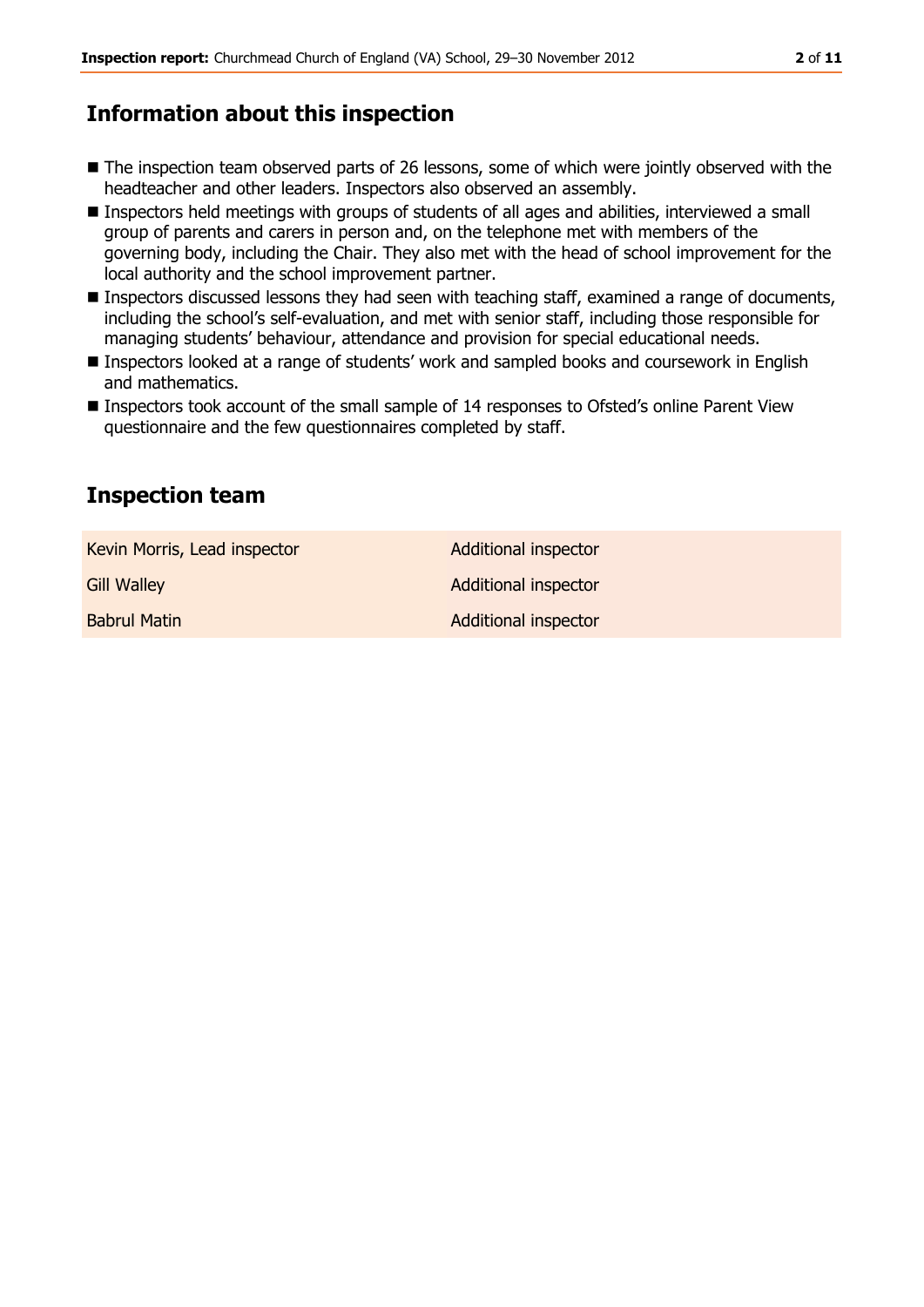## Information about this inspection

- The inspection team observed parts of 26 lessons, some of which were jointly observed with the headteacher and other leaders. Inspectors also observed an assembly.
- Inspectors held meetings with groups of students of all ages and abilities, interviewed a small group of parents and carers in person and, on the telephone met with members of the governing body, including the Chair. They also met with the head of school improvement for the local authority and the school improvement partner.
- Inspectors discussed lessons they had seen with teaching staff, examined a range of documents, including the school's self-evaluation, and met with senior staff, including those responsible for managing students' behaviour, attendance and provision for special educational needs.
- Inspectors looked at a range of students' work and sampled books and coursework in English and mathematics.
- Inspectors took account of the small sample of 14 responses to Ofsted's online Parent View questionnaire and the few questionnaires completed by staff.

## Inspection team

| | |
|---|---|
| Kevin Morris, Lead inspector | Additional inspector |
| Gill Walley | Additional inspector |
| Babrul Matin | Additional inspector |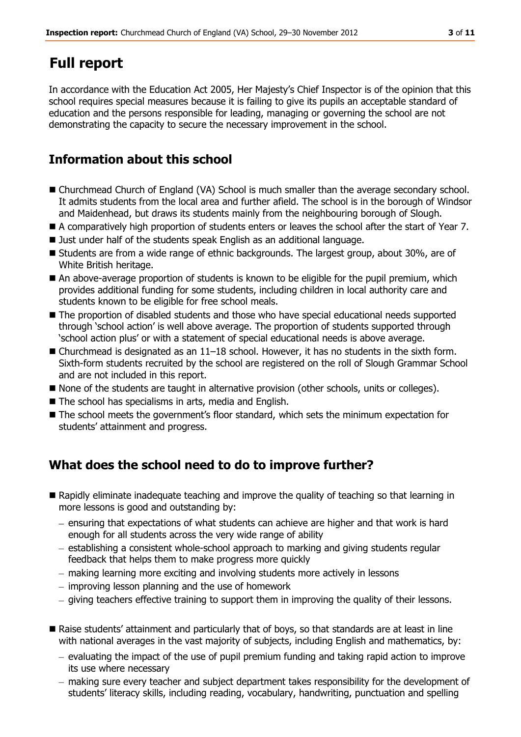# Full report

In accordance with the Education Act 2005, Her Majesty's Chief Inspector is of the opinion that this school requires special measures because it is failing to give its pupils an acceptable standard of education and the persons responsible for leading, managing or governing the school are not demonstrating the capacity to secure the necessary improvement in the school.

## Information about this school

- Churchmead Church of England (VA) School is much smaller than the average secondary school. It admits students from the local area and further afield. The school is in the borough of Windsor and Maidenhead, but draws its students mainly from the neighbouring borough of Slough.
- A comparatively high proportion of students enters or leaves the school after the start of Year 7.
- Just under half of the students speak English as an additional language.
- Students are from a wide range of ethnic backgrounds. The largest group, about 30%, are of White British heritage.
- An above-average proportion of students is known to be eligible for the pupil premium, which provides additional funding for some students, including children in local authority care and students known to be eligible for free school meals.
- The proportion of disabled students and those who have special educational needs supported through 'school action' is well above average. The proportion of students supported through 'school action plus' or with a statement of special educational needs is above average.
- Churchmead is designated as an 11–18 school. However, it has no students in the sixth form. Sixth-form students recruited by the school are registered on the roll of Slough Grammar School and are not included in this report.
- None of the students are taught in alternative provision (other schools, units or colleges).
- The school has specialisms in arts, media and English.
- The school meets the government's floor standard, which sets the minimum expectation for students' attainment and progress.

## What does the school need to do to improve further?

- Rapidly eliminate inadequate teaching and improve the quality of teaching so that learning in more lessons is good and outstanding by:
  - ensuring that expectations of what students can achieve are higher and that work is hard enough for all students across the very wide range of ability
  - establishing a consistent whole-school approach to marking and giving students regular feedback that helps them to make progress more quickly
  - making learning more exciting and involving students more actively in lessons
  - improving lesson planning and the use of homework
  - giving teachers effective training to support them in improving the quality of their lessons.
- Raise students' attainment and particularly that of boys, so that standards are at least in line with national averages in the vast majority of subjects, including English and mathematics, by:
  - evaluating the impact of the use of pupil premium funding and taking rapid action to improve its use where necessary
  - making sure every teacher and subject department takes responsibility for the development of students' literacy skills, including reading, vocabulary, handwriting, punctuation and spelling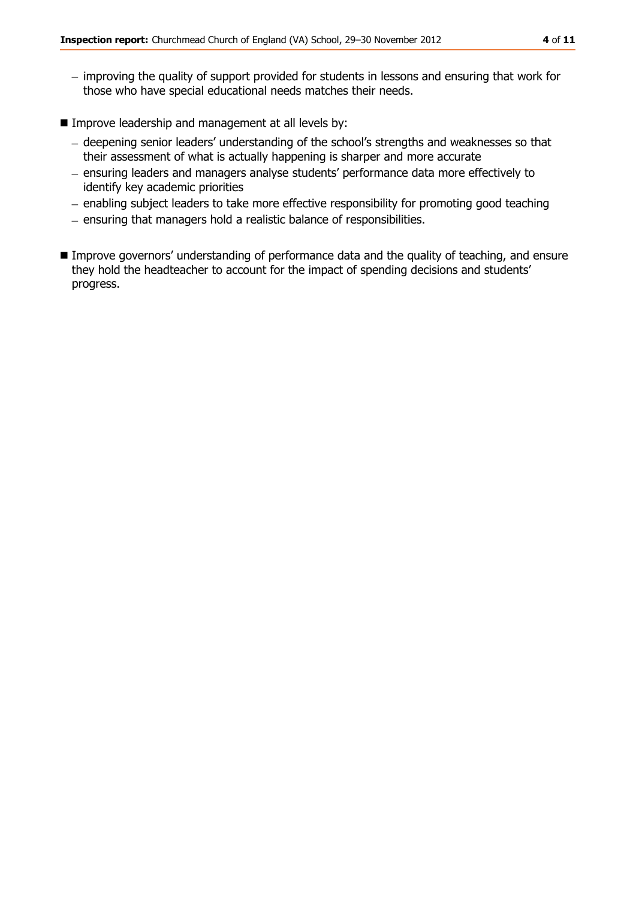- improving the quality of support provided for students in lessons and ensuring that work for those who have special educational needs matches their needs.

- Improve leadership and management at all levels by:
  - deepening senior leaders' understanding of the school's strengths and weaknesses so that their assessment of what is actually happening is sharper and more accurate
  - ensuring leaders and managers analyse students' performance data more effectively to identify key academic priorities
  - enabling subject leaders to take more effective responsibility for promoting good teaching
  - ensuring that managers hold a realistic balance of responsibilities.

- Improve governors' understanding of performance data and the quality of teaching, and ensure they hold the headteacher to account for the impact of spending decisions and students' progress.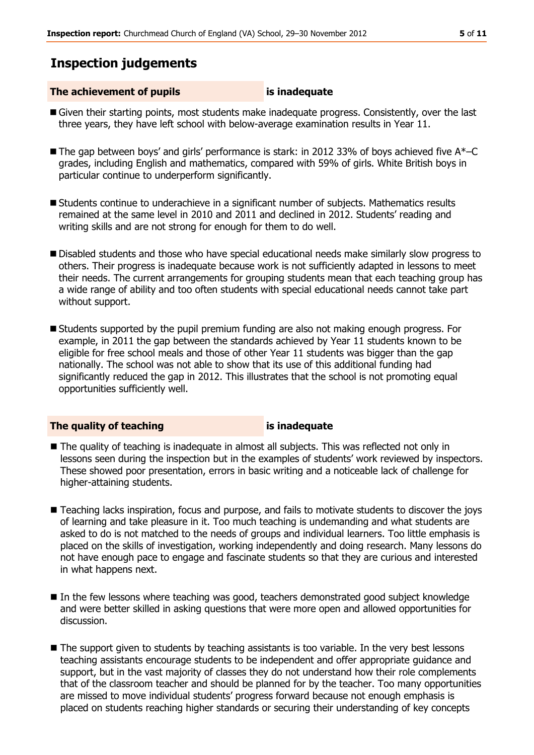## Inspection judgements

### The achievement of pupils is inadequate

- Given their starting points, most students make inadequate progress. Consistently, over the last three years, they have left school with below-average examination results in Year 11.
- The gap between boys' and girls' performance is stark: in 2012 33% of boys achieved five A*–C grades, including English and mathematics, compared with 59% of girls. White British boys in particular continue to underperform significantly.
- Students continue to underachieve in a significant number of subjects. Mathematics results remained at the same level in 2010 and 2011 and declined in 2012. Students' reading and writing skills and are not strong for enough for them to do well.
- Disabled students and those who have special educational needs make similarly slow progress to others. Their progress is inadequate because work is not sufficiently adapted in lessons to meet their needs. The current arrangements for grouping students mean that each teaching group has a wide range of ability and too often students with special educational needs cannot take part without support.
- Students supported by the pupil premium funding are also not making enough progress. For example, in 2011 the gap between the standards achieved by Year 11 students known to be eligible for free school meals and those of other Year 11 students was bigger than the gap nationally. The school was not able to show that its use of this additional funding had significantly reduced the gap in 2012. This illustrates that the school is not promoting equal opportunities sufficiently well.

### The quality of teaching is inadequate

- The quality of teaching is inadequate in almost all subjects. This was reflected not only in lessons seen during the inspection but in the examples of students' work reviewed by inspectors. These showed poor presentation, errors in basic writing and a noticeable lack of challenge for higher-attaining students.
- Teaching lacks inspiration, focus and purpose, and fails to motivate students to discover the joys of learning and take pleasure in it. Too much teaching is undemanding and what students are asked to do is not matched to the needs of groups and individual learners. Too little emphasis is placed on the skills of investigation, working independently and doing research. Many lessons do not have enough pace to engage and fascinate students so that they are curious and interested in what happens next.
- In the few lessons where teaching was good, teachers demonstrated good subject knowledge and were better skilled in asking questions that were more open and allowed opportunities for discussion.
- The support given to students by teaching assistants is too variable. In the very best lessons teaching assistants encourage students to be independent and offer appropriate guidance and support, but in the vast majority of classes they do not understand how their role complements that of the classroom teacher and should be planned for by the teacher. Too many opportunities are missed to move individual students' progress forward because not enough emphasis is placed on students reaching higher standards or securing their understanding of key concepts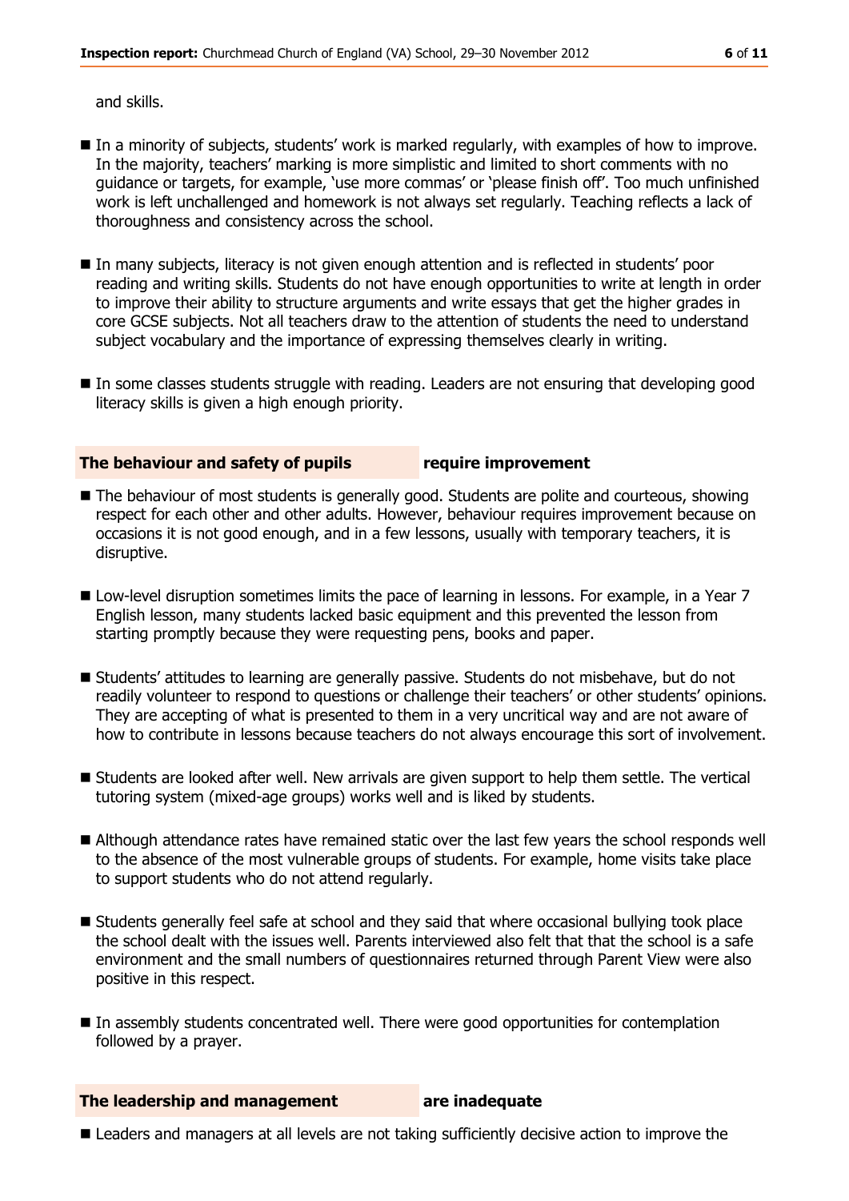and skills.

- In a minority of subjects, students' work is marked regularly, with examples of how to improve. In the majority, teachers' marking is more simplistic and limited to short comments with no guidance or targets, for example, 'use more commas' or 'please finish off'. Too much unfinished work is left unchallenged and homework is not always set regularly. Teaching reflects a lack of thoroughness and consistency across the school.

- In many subjects, literacy is not given enough attention and is reflected in students' poor reading and writing skills. Students do not have enough opportunities to write at length in order to improve their ability to structure arguments and write essays that get the higher grades in core GCSE subjects. Not all teachers draw to the attention of students the need to understand subject vocabulary and the importance of expressing themselves clearly in writing.

- In some classes students struggle with reading. Leaders are not ensuring that developing good literacy skills is given a high enough priority.

### The behaviour and safety of pupils **require improvement**

- The behaviour of most students is generally good. Students are polite and courteous, showing respect for each other and other adults. However, behaviour requires improvement because on occasions it is not good enough, and in a few lessons, usually with temporary teachers, it is disruptive.

- Low-level disruption sometimes limits the pace of learning in lessons. For example, in a Year 7 English lesson, many students lacked basic equipment and this prevented the lesson from starting promptly because they were requesting pens, books and paper.

- Students' attitudes to learning are generally passive. Students do not misbehave, but do not readily volunteer to respond to questions or challenge their teachers' or other students' opinions. They are accepting of what is presented to them in a very uncritical way and are not aware of how to contribute in lessons because teachers do not always encourage this sort of involvement.

- Students are looked after well. New arrivals are given support to help them settle. The vertical tutoring system (mixed-age groups) works well and is liked by students.

- Although attendance rates have remained static over the last few years the school responds well to the absence of the most vulnerable groups of students. For example, home visits take place to support students who do not attend regularly.

- Students generally feel safe at school and they said that where occasional bullying took place the school dealt with the issues well. Parents interviewed also felt that that the school is a safe environment and the small numbers of questionnaires returned through Parent View were also positive in this respect.

- In assembly students concentrated well. There were good opportunities for contemplation followed by a prayer.

### The leadership and management **are inadequate**

- Leaders and managers at all levels are not taking sufficiently decisive action to improve the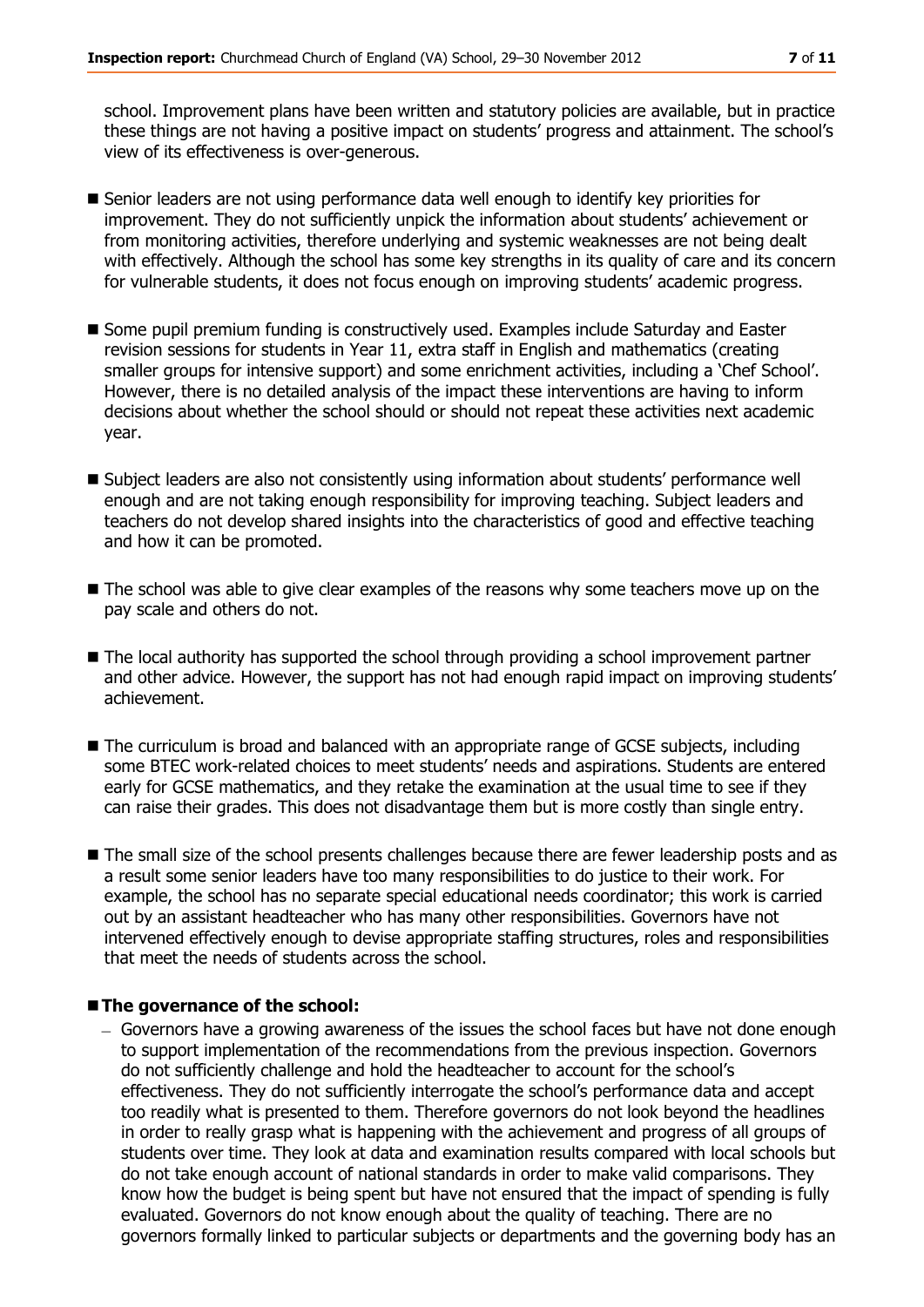school. Improvement plans have been written and statutory policies are available, but in practice these things are not having a positive impact on students' progress and attainment. The school's view of its effectiveness is over-generous.

- Senior leaders are not using performance data well enough to identify key priorities for improvement. They do not sufficiently unpick the information about students' achievement or from monitoring activities, therefore underlying and systemic weaknesses are not being dealt with effectively. Although the school has some key strengths in its quality of care and its concern for vulnerable students, it does not focus enough on improving students' academic progress.

- Some pupil premium funding is constructively used. Examples include Saturday and Easter revision sessions for students in Year 11, extra staff in English and mathematics (creating smaller groups for intensive support) and some enrichment activities, including a 'Chef School'. However, there is no detailed analysis of the impact these interventions are having to inform decisions about whether the school should or should not repeat these activities next academic year.

- Subject leaders are also not consistently using information about students' performance well enough and are not taking enough responsibility for improving teaching. Subject leaders and teachers do not develop shared insights into the characteristics of good and effective teaching and how it can be promoted.

- The school was able to give clear examples of the reasons why some teachers move up on the pay scale and others do not.

- The local authority has supported the school through providing a school improvement partner and other advice. However, the support has not had enough rapid impact on improving students' achievement.

- The curriculum is broad and balanced with an appropriate range of GCSE subjects, including some BTEC work-related choices to meet students' needs and aspirations. Students are entered early for GCSE mathematics, and they retake the examination at the usual time to see if they can raise their grades. This does not disadvantage them but is more costly than single entry.

- The small size of the school presents challenges because there are fewer leadership posts and as a result some senior leaders have too many responsibilities to do justice to their work. For example, the school has no separate special educational needs coordinator; this work is carried out by an assistant headteacher who has many other responsibilities. Governors have not intervened effectively enough to devise appropriate staffing structures, roles and responsibilities that meet the needs of students across the school.

- **The governance of the school:**
  - Governors have a growing awareness of the issues the school faces but have not done enough to support implementation of the recommendations from the previous inspection. Governors do not sufficiently challenge and hold the headteacher to account for the school's effectiveness. They do not sufficiently interrogate the school's performance data and accept too readily what is presented to them. Therefore governors do not look beyond the headlines in order to really grasp what is happening with the achievement and progress of all groups of students over time. They look at data and examination results compared with local schools but do not take enough account of national standards in order to make valid comparisons. They know how the budget is being spent but have not ensured that the impact of spending is fully evaluated. Governors do not know enough about the quality of teaching. There are no governors formally linked to particular subjects or departments and the governing body has an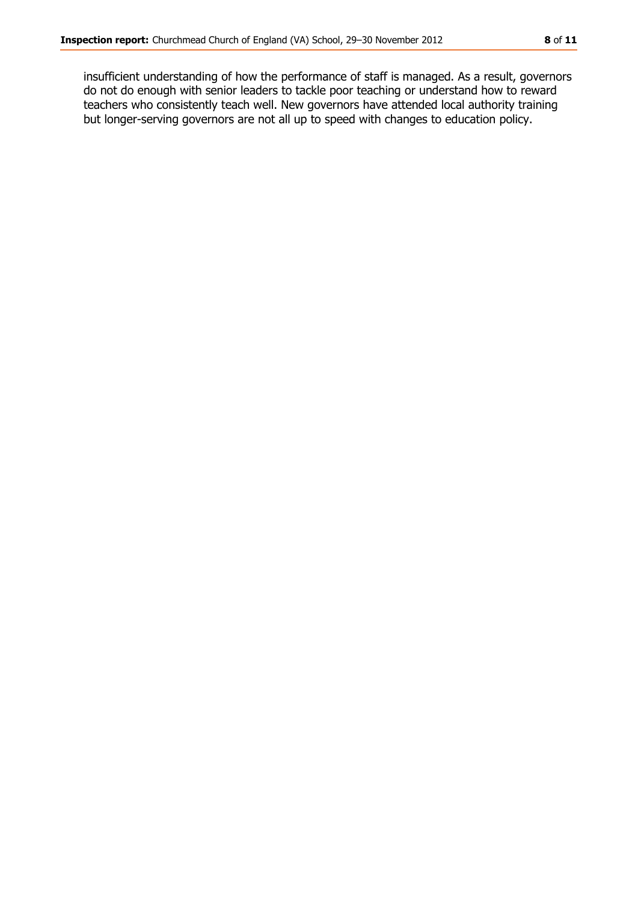insufficient understanding of how the performance of staff is managed. As a result, governors do not do enough with senior leaders to tackle poor teaching or understand how to reward teachers who consistently teach well. New governors have attended local authority training but longer-serving governors are not all up to speed with changes to education policy.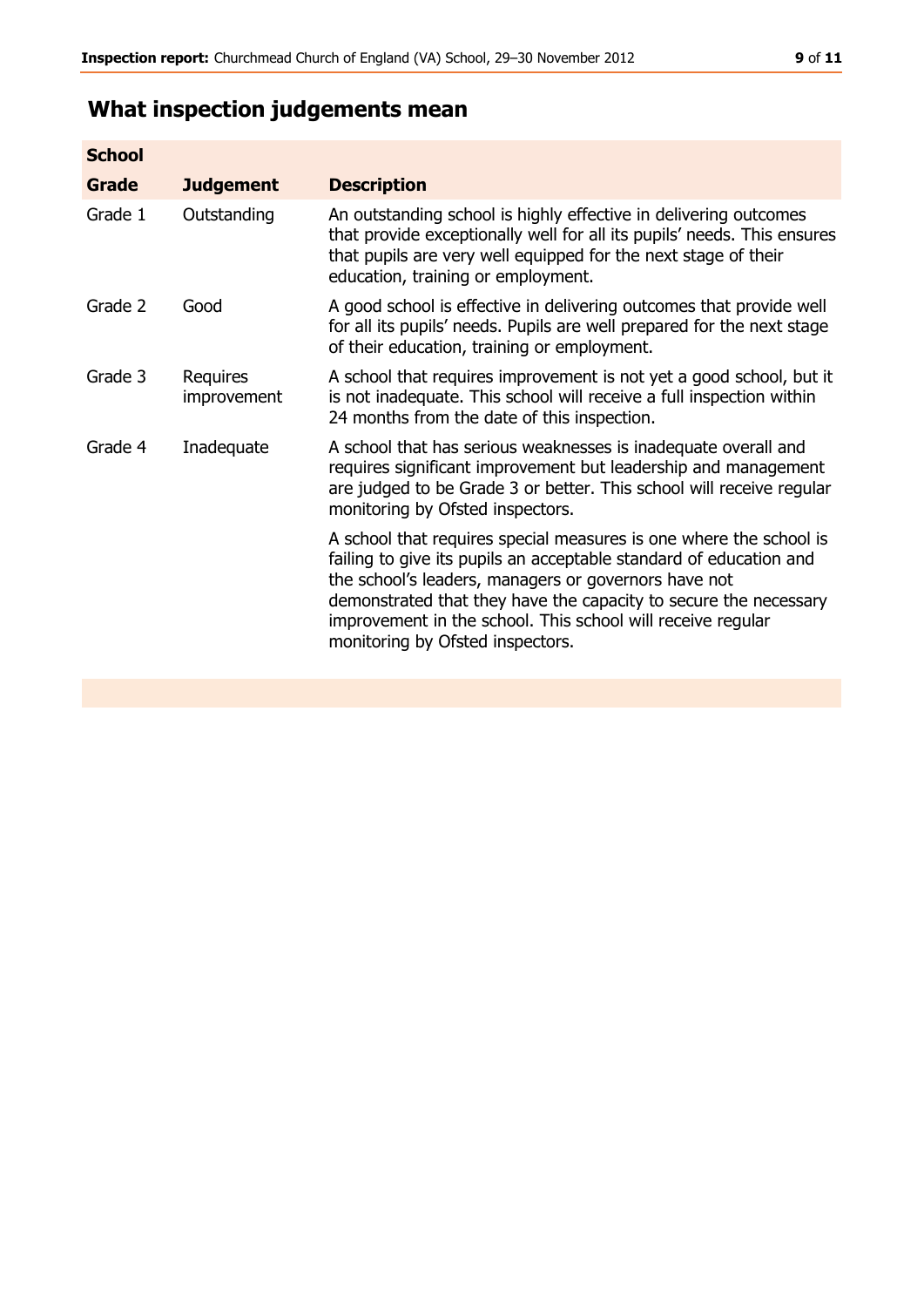## What inspection judgements mean

| School Grade | Judgement | Description |
|---|---|---|
| Grade 1 | Outstanding | An outstanding school is highly effective in delivering outcomes that provide exceptionally well for all its pupils' needs. This ensures that pupils are very well equipped for the next stage of their education, training or employment. |
| Grade 2 | Good | A good school is effective in delivering outcomes that provide well for all its pupils' needs. Pupils are well prepared for the next stage of their education, training or employment. |
| Grade 3 | Requires improvement | A school that requires improvement is not yet a good school, but it is not inadequate. This school will receive a full inspection within 24 months from the date of this inspection. |
| Grade 4 | Inadequate | A school that has serious weaknesses is inadequate overall and requires significant improvement but leadership and management are judged to be Grade 3 or better. This school will receive regular monitoring by Ofsted inspectors. |
| | | A school that requires special measures is one where the school is failing to give its pupils an acceptable standard of education and the school's leaders, managers or governors have not demonstrated that they have the capacity to secure the necessary improvement in the school. This school will receive regular monitoring by Ofsted inspectors. |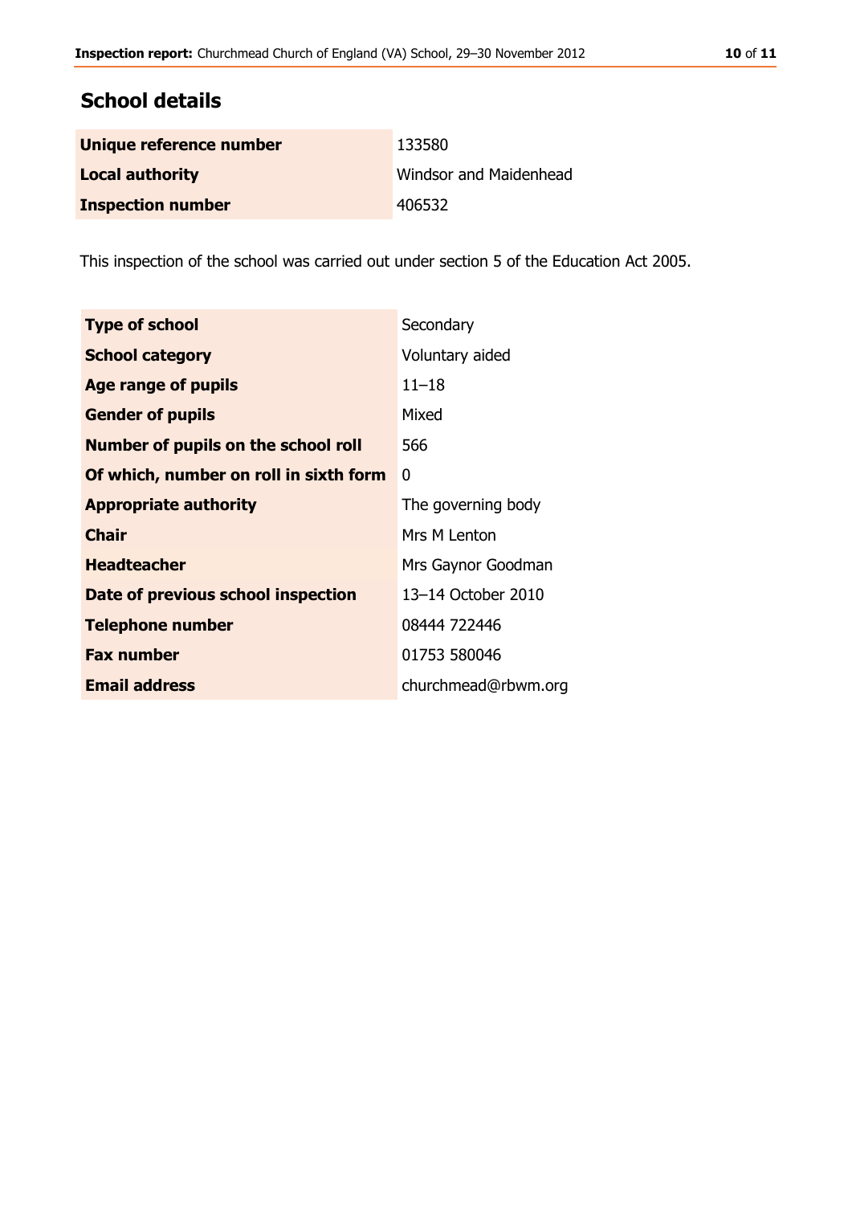## School details

| | |
|---|---|
| **Unique reference number** | 133580 |
| **Local authority** | Windsor and Maidenhead |
| **Inspection number** | 406532 |

This inspection of the school was carried out under section 5 of the Education Act 2005.

| | |
|---|---|
| **Type of school** | Secondary |
| **School category** | Voluntary aided |
| **Age range of pupils** | 11–18 |
| **Gender of pupils** | Mixed |
| **Number of pupils on the school roll** | 566 |
| **Of which, number on roll in sixth form** | 0 |
| **Appropriate authority** | The governing body |
| **Chair** | Mrs M Lenton |
| **Headteacher** | Mrs Gaynor Goodman |
| **Date of previous school inspection** | 13–14 October 2010 |
| **Telephone number** | 08444 722446 |
| **Fax number** | 01753 580046 |
| **Email address** | churchmead@rbwm.org |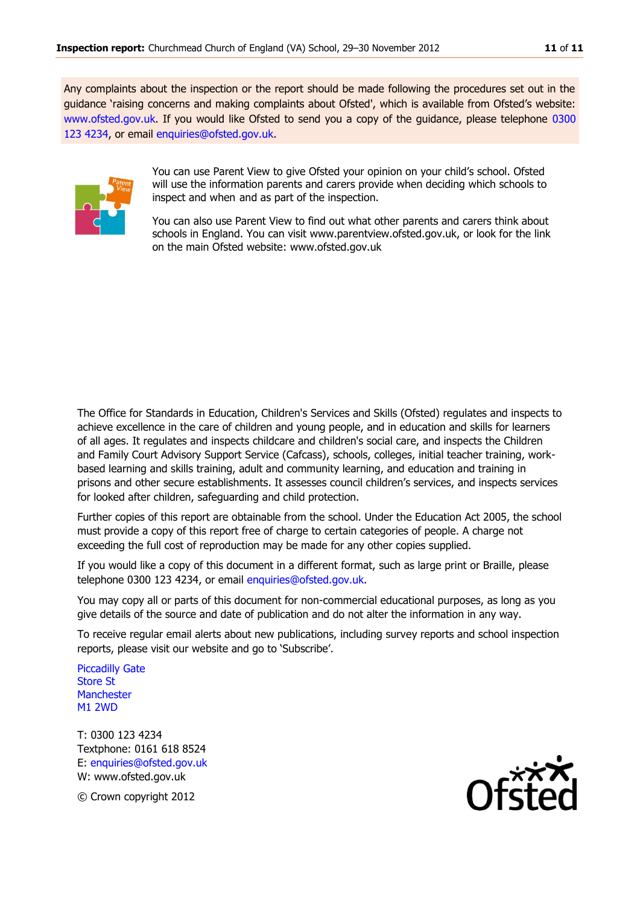Any complaints about the inspection or the report should be made following the procedures set out in the guidance 'raising concerns and making complaints about Ofsted', which is available from Ofsted's website: www.ofsted.gov.uk. If you would like Ofsted to send you a copy of the guidance, please telephone 0300 123 4234, or email enquiries@ofsted.gov.uk.

You can use Parent View to give Ofsted your opinion on your child's school. Ofsted will use the information parents and carers provide when deciding which schools to inspect and when and as part of the inspection.

You can also use Parent View to find out what other parents and carers think about schools in England. You can visit www.parentview.ofsted.gov.uk, or look for the link on the main Ofsted website: www.ofsted.gov.uk

The Office for Standards in Education, Children's Services and Skills (Ofsted) regulates and inspects to achieve excellence in the care of children and young people, and in education and skills for learners of all ages. It regulates and inspects childcare and children's social care, and inspects the Children and Family Court Advisory Support Service (Cafcass), schools, colleges, initial teacher training, work-based learning and skills training, adult and community learning, and education and training in prisons and other secure establishments. It assesses council children's services, and inspects services for looked after children, safeguarding and child protection.

Further copies of this report are obtainable from the school. Under the Education Act 2005, the school must provide a copy of this report free of charge to certain categories of people. A charge not exceeding the full cost of reproduction may be made for any other copies supplied.

If you would like a copy of this document in a different format, such as large print or Braille, please telephone 0300 123 4234, or email enquiries@ofsted.gov.uk.

You may copy all or parts of this document for non-commercial educational purposes, as long as you give details of the source and date of publication and do not alter the information in any way.

To receive regular email alerts about new publications, including survey reports and school inspection reports, please visit our website and go to 'Subscribe'.

Piccadilly Gate
Store St
Manchester
M1 2WD

T: 0300 123 4234
Textphone: 0161 618 8524
E: enquiries@ofsted.gov.uk
W: www.ofsted.gov.uk

© Crown copyright 2012